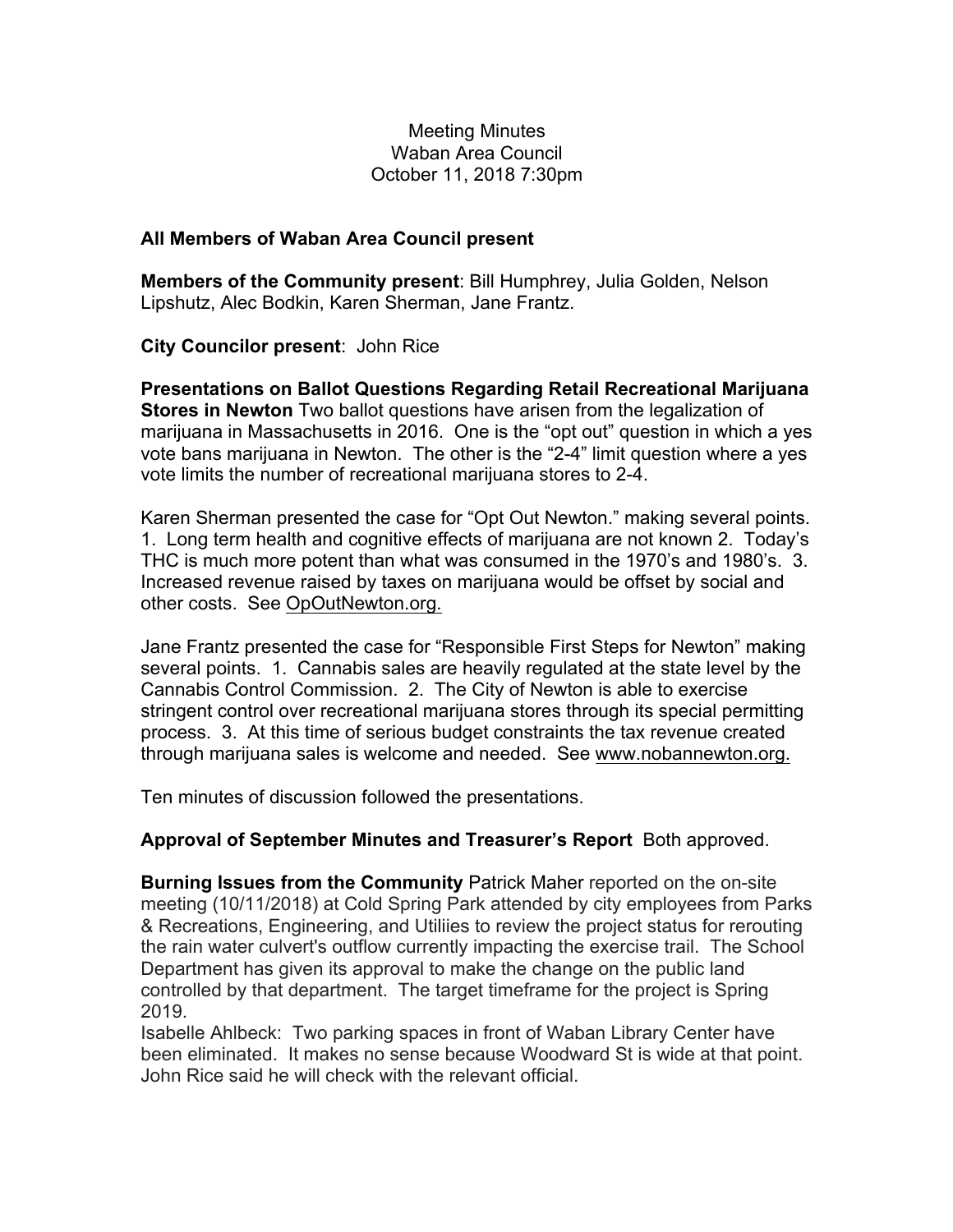Meeting Minutes
Waban Area Council
October 11, 2018 7:30pm

**All Members of Waban Area Council present**

**Members of the Community present**: Bill Humphrey, Julia Golden, Nelson Lipshutz, Alec Bodkin, Karen Sherman, Jane Frantz.

**City Councilor present**: John Rice

**Presentations on Ballot Questions Regarding Retail Recreational Marijuana Stores in Newton** Two ballot questions have arisen from the legalization of marijuana in Massachusetts in 2016. One is the "opt out" question in which a yes vote bans marijuana in Newton. The other is the "2-4" limit question where a yes vote limits the number of recreational marijuana stores to 2-4.

Karen Sherman presented the case for "Opt Out Newton." making several points. 1. Long term health and cognitive effects of marijuana are not known 2. Today's THC is much more potent than what was consumed in the 1970's and 1980's. 3. Increased revenue raised by taxes on marijuana would be offset by social and other costs. See OpOutNewton.org.

Jane Frantz presented the case for "Responsible First Steps for Newton" making several points. 1. Cannabis sales are heavily regulated at the state level by the Cannabis Control Commission. 2. The City of Newton is able to exercise stringent control over recreational marijuana stores through its special permitting process. 3. At this time of serious budget constraints the tax revenue created through marijuana sales is welcome and needed. See www.nobannewton.org.

Ten minutes of discussion followed the presentations.

**Approval of September Minutes and Treasurer's Report** Both approved.

**Burning Issues from the Community** Patrick Maher reported on the on-site meeting (10/11/2018) at Cold Spring Park attended by city employees from Parks & Recreations, Engineering, and Utiliies to review the project status for rerouting the rain water culvert's outflow currently impacting the exercise trail. The School Department has given its approval to make the change on the public land controlled by that department. The target timeframe for the project is Spring 2019.

Isabelle Ahlbeck: Two parking spaces in front of Waban Library Center have been eliminated. It makes no sense because Woodward St is wide at that point. John Rice said he will check with the relevant official.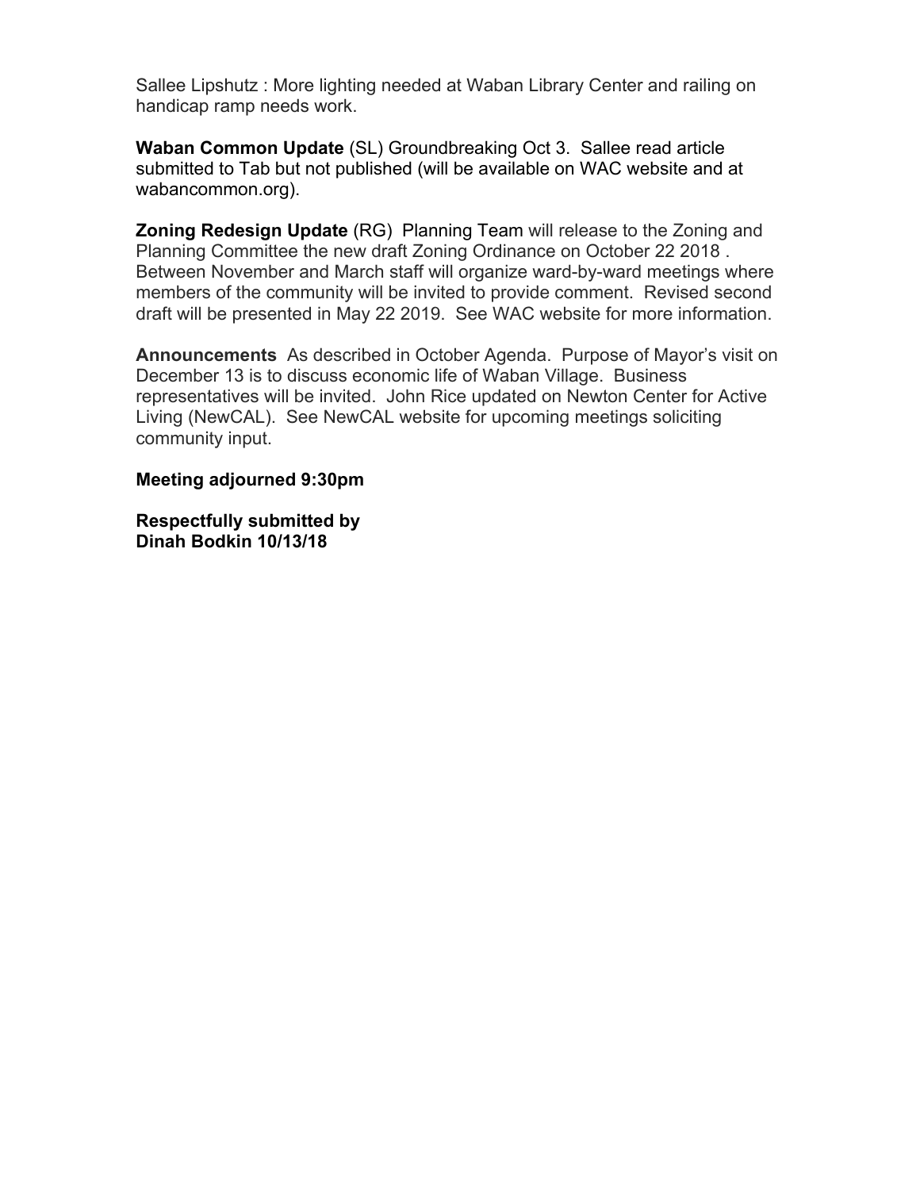Sallee Lipshutz : More lighting needed at Waban Library Center and railing on handicap ramp needs work.

**Waban Common Update** (SL) Groundbreaking Oct 3. Sallee read article submitted to Tab but not published (will be available on WAC website and at wabancommon.org).

**Zoning Redesign Update** (RG) Planning Team will release to the Zoning and Planning Committee the new draft Zoning Ordinance on October 22 2018 . Between November and March staff will organize ward-by-ward meetings where members of the community will be invited to provide comment. Revised second draft will be presented in May 22 2019. See WAC website for more information.

**Announcements** As described in October Agenda. Purpose of Mayor's visit on December 13 is to discuss economic life of Waban Village. Business representatives will be invited. John Rice updated on Newton Center for Active Living (NewCAL). See NewCAL website for upcoming meetings soliciting community input.

**Meeting adjourned 9:30pm**

**Respectfully submitted by**
**Dinah Bodkin 10/13/18**